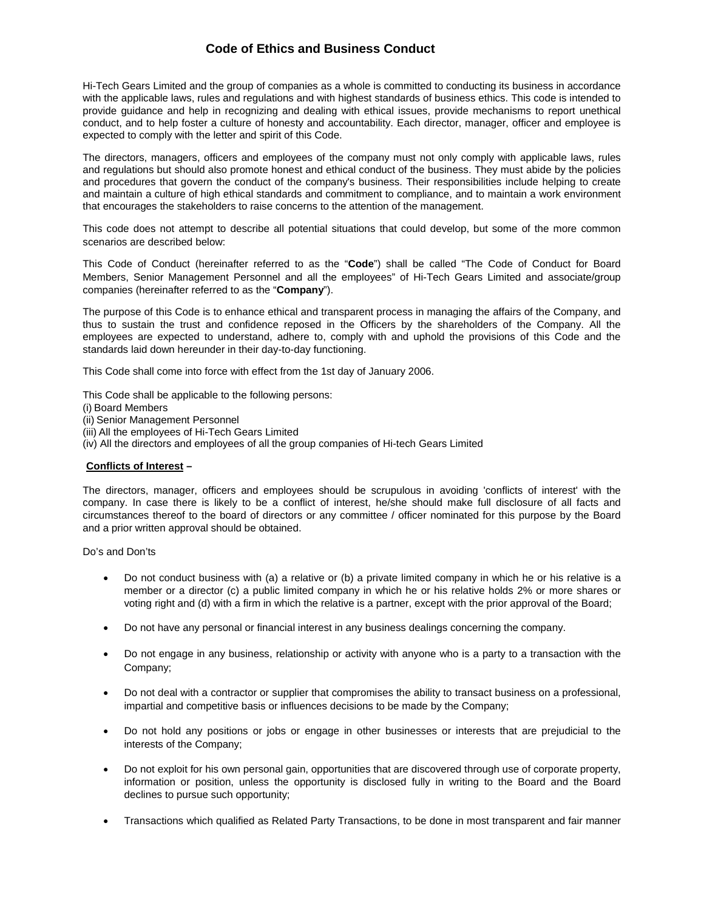# Code of Ethics and Business Conduct

Hi-Tech Gears Limited and the group of companies as a whole is committed to conducting its business in accordance with the applicable laws, rules and regulations and with highest standards of business ethics. This code is intended to provide guidance and help in recognizing and dealing with ethical issues, provide mechanisms to report unethical conduct, and to help foster a culture of honesty and accountability. Each director, manager, officer and employee is expected to comply with the letter and spirit of this Code.

The directors, managers, officers and employees of the company must not only comply with applicable laws, rules and regulations but should also promote honest and ethical conduct of the business. They must abide by the policies and procedures that govern the conduct of the company's business. Their responsibilities include helping to create and maintain a culture of high ethical standards and commitment to compliance, and to maintain a work environment that encourages the stakeholders to raise concerns to the attention of the management.

This code does not attempt to describe all potential situations that could develop, but some of the more common scenarios are described below:

This Code of Conduct (hereinafter referred to as the "**Code**") shall be called "The Code of Conduct for Board Members, Senior Management Personnel and all the employees" of Hi-Tech Gears Limited and associate/group companies (hereinafter referred to as the "**Company**").

The purpose of this Code is to enhance ethical and transparent process in managing the affairs of the Company, and thus to sustain the trust and confidence reposed in the Officers by the shareholders of the Company. All the employees are expected to understand, adhere to, comply with and uphold the provisions of this Code and the standards laid down hereunder in their day-to-day functioning.

This Code shall come into force with effect from the 1st day of January 2006.

This Code shall be applicable to the following persons:
(i) Board Members
(ii) Senior Management Personnel
(iii) All the employees of Hi-Tech Gears Limited
(iv) All the directors and employees of all the group companies of Hi-tech Gears Limited

**Conflicts of Interest –**

The directors, manager, officers and employees should be scrupulous in avoiding 'conflicts of interest' with the company. In case there is likely to be a conflict of interest, he/she should make full disclosure of all facts and circumstances thereof to the board of directors or any committee / officer nominated for this purpose by the Board and a prior written approval should be obtained.

Do's and Don'ts

- Do not conduct business with (a) a relative or (b) a private limited company in which he or his relative is a member or a director (c) a public limited company in which he or his relative holds 2% or more shares or voting right and (d) with a firm in which the relative is a partner, except with the prior approval of the Board;
- Do not have any personal or financial interest in any business dealings concerning the company.
- Do not engage in any business, relationship or activity with anyone who is a party to a transaction with the Company;
- Do not deal with a contractor or supplier that compromises the ability to transact business on a professional, impartial and competitive basis or influences decisions to be made by the Company;
- Do not hold any positions or jobs or engage in other businesses or interests that are prejudicial to the interests of the Company;
- Do not exploit for his own personal gain, opportunities that are discovered through use of corporate property, information or position, unless the opportunity is disclosed fully in writing to the Board and the Board declines to pursue such opportunity;
- Transactions which qualified as Related Party Transactions, to be done in most transparent and fair manner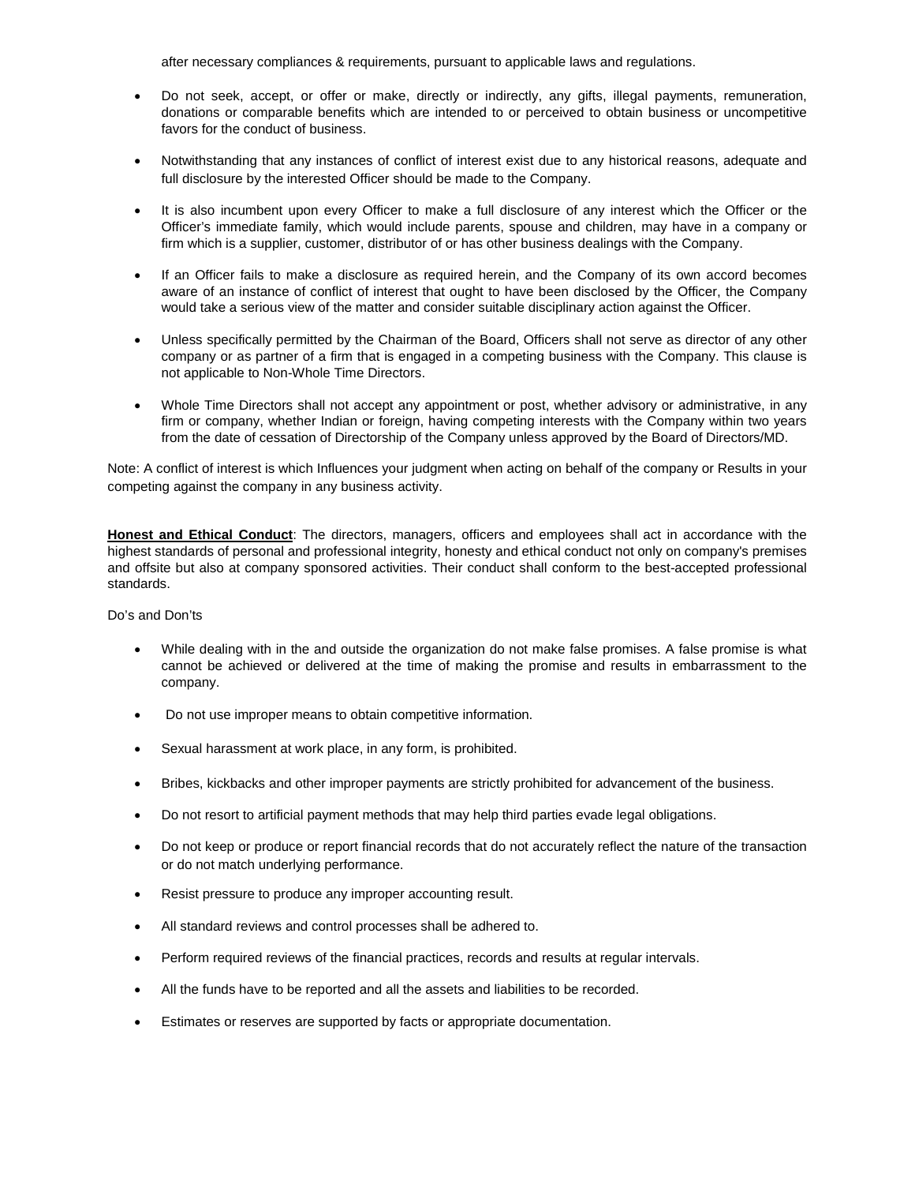after necessary compliances & requirements, pursuant to applicable laws and regulations.

- Do not seek, accept, or offer or make, directly or indirectly, any gifts, illegal payments, remuneration, donations or comparable benefits which are intended to or perceived to obtain business or uncompetitive favors for the conduct of business.

- Notwithstanding that any instances of conflict of interest exist due to any historical reasons, adequate and full disclosure by the interested Officer should be made to the Company.

- It is also incumbent upon every Officer to make a full disclosure of any interest which the Officer or the Officer's immediate family, which would include parents, spouse and children, may have in a company or firm which is a supplier, customer, distributor of or has other business dealings with the Company.

- If an Officer fails to make a disclosure as required herein, and the Company of its own accord becomes aware of an instance of conflict of interest that ought to have been disclosed by the Officer, the Company would take a serious view of the matter and consider suitable disciplinary action against the Officer.

- Unless specifically permitted by the Chairman of the Board, Officers shall not serve as director of any other company or as partner of a firm that is engaged in a competing business with the Company. This clause is not applicable to Non-Whole Time Directors.

- Whole Time Directors shall not accept any appointment or post, whether advisory or administrative, in any firm or company, whether Indian or foreign, having competing interests with the Company within two years from the date of cessation of Directorship of the Company unless approved by the Board of Directors/MD.

Note: A conflict of interest is which Influences your judgment when acting on behalf of the company or Results in your competing against the company in any business activity.

**Honest and Ethical Conduct**: The directors, managers, officers and employees shall act in accordance with the highest standards of personal and professional integrity, honesty and ethical conduct not only on company's premises and offsite but also at company sponsored activities. Their conduct shall conform to the best-accepted professional standards.

Do's and Don'ts

- While dealing with in the and outside the organization do not make false promises. A false promise is what cannot be achieved or delivered at the time of making the promise and results in embarrassment to the company.

- Do not use improper means to obtain competitive information.

- Sexual harassment at work place, in any form, is prohibited.

- Bribes, kickbacks and other improper payments are strictly prohibited for advancement of the business.

- Do not resort to artificial payment methods that may help third parties evade legal obligations.

- Do not keep or produce or report financial records that do not accurately reflect the nature of the transaction or do not match underlying performance.

- Resist pressure to produce any improper accounting result.

- All standard reviews and control processes shall be adhered to.

- Perform required reviews of the financial practices, records and results at regular intervals.

- All the funds have to be reported and all the assets and liabilities to be recorded.

- Estimates or reserves are supported by facts or appropriate documentation.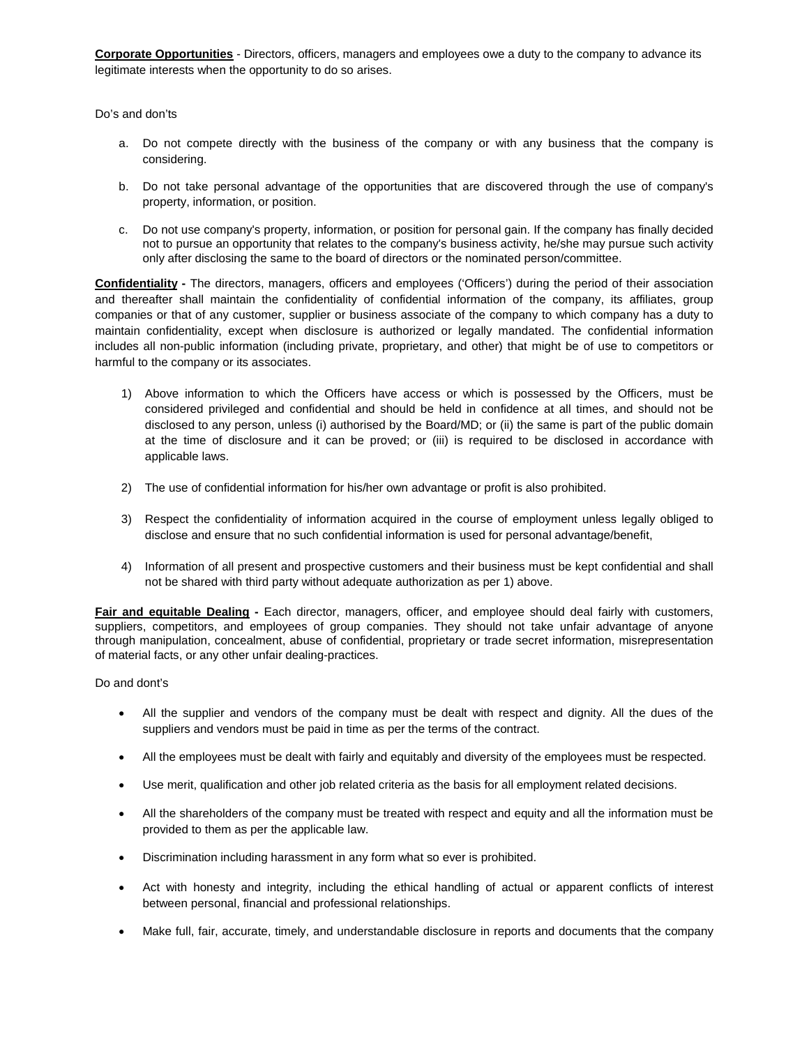**Corporate Opportunities** - Directors, officers, managers and employees owe a duty to the company to advance its legitimate interests when the opportunity to do so arises.

Do's and don'ts

a. Do not compete directly with the business of the company or with any business that the company is considering.

b. Do not take personal advantage of the opportunities that are discovered through the use of company's property, information, or position.

c. Do not use company's property, information, or position for personal gain. If the company has finally decided not to pursue an opportunity that relates to the company's business activity, he/she may pursue such activity only after disclosing the same to the board of directors or the nominated person/committee.

**Confidentiality -** The directors, managers, officers and employees ('Officers') during the period of their association and thereafter shall maintain the confidentiality of confidential information of the company, its affiliates, group companies or that of any customer, supplier or business associate of the company to which company has a duty to maintain confidentiality, except when disclosure is authorized or legally mandated. The confidential information includes all non-public information (including private, proprietary, and other) that might be of use to competitors or harmful to the company or its associates.

1) Above information to which the Officers have access or which is possessed by the Officers, must be considered privileged and confidential and should be held in confidence at all times, and should not be disclosed to any person, unless (i) authorised by the Board/MD; or (ii) the same is part of the public domain at the time of disclosure and it can be proved; or (iii) is required to be disclosed in accordance with applicable laws.

2) The use of confidential information for his/her own advantage or profit is also prohibited.

3) Respect the confidentiality of information acquired in the course of employment unless legally obliged to disclose and ensure that no such confidential information is used for personal advantage/benefit,

4) Information of all present and prospective customers and their business must be kept confidential and shall not be shared with third party without adequate authorization as per 1) above.

**Fair and equitable Dealing -** Each director, managers, officer, and employee should deal fairly with customers, suppliers, competitors, and employees of group companies. They should not take unfair advantage of anyone through manipulation, concealment, abuse of confidential, proprietary or trade secret information, misrepresentation of material facts, or any other unfair dealing-practices.

Do and dont's

- All the supplier and vendors of the company must be dealt with respect and dignity. All the dues of the suppliers and vendors must be paid in time as per the terms of the contract.
- All the employees must be dealt with fairly and equitably and diversity of the employees must be respected.
- Use merit, qualification and other job related criteria as the basis for all employment related decisions.
- All the shareholders of the company must be treated with respect and equity and all the information must be provided to them as per the applicable law.
- Discrimination including harassment in any form what so ever is prohibited.
- Act with honesty and integrity, including the ethical handling of actual or apparent conflicts of interest between personal, financial and professional relationships.
- Make full, fair, accurate, timely, and understandable disclosure in reports and documents that the company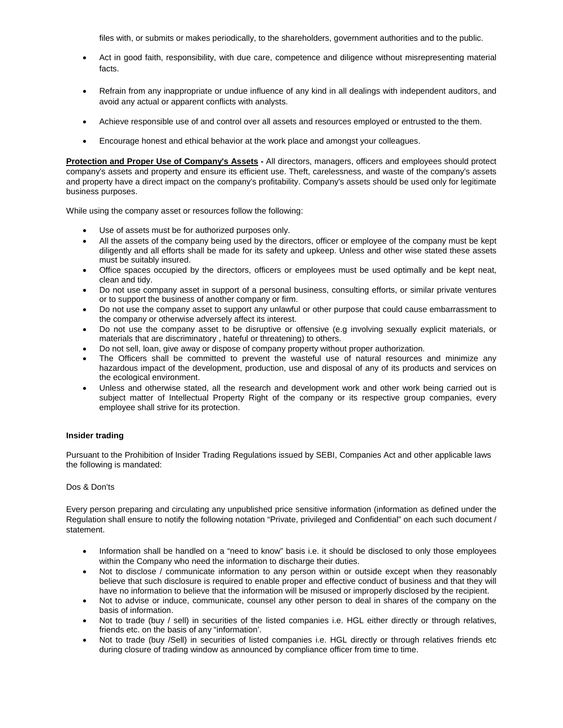files with, or submits or makes periodically, to the shareholders, government authorities and to the public.

- Act in good faith, responsibility, with due care, competence and diligence without misrepresenting material facts.
- Refrain from any inappropriate or undue influence of any kind in all dealings with independent auditors, and avoid any actual or apparent conflicts with analysts.
- Achieve responsible use of and control over all assets and resources employed or entrusted to the them.
- Encourage honest and ethical behavior at the work place and amongst your colleagues.

**Protection and Proper Use of Company's Assets -** All directors, managers, officers and employees should protect company's assets and property and ensure its efficient use. Theft, carelessness, and waste of the company's assets and property have a direct impact on the company's profitability. Company's assets should be used only for legitimate business purposes.

While using the company asset or resources follow the following:

- Use of assets must be for authorized purposes only.
- All the assets of the company being used by the directors, officer or employee of the company must be kept diligently and all efforts shall be made for its safety and upkeep. Unless and other wise stated these assets must be suitably insured.
- Office spaces occupied by the directors, officers or employees must be used optimally and be kept neat, clean and tidy.
- Do not use company asset in support of a personal business, consulting efforts, or similar private ventures or to support the business of another company or firm.
- Do not use the company asset to support any unlawful or other purpose that could cause embarrassment to the company or otherwise adversely affect its interest.
- Do not use the company asset to be disruptive or offensive (e.g involving sexually explicit materials, or materials that are discriminatory , hateful or threatening) to others.
- Do not sell, loan, give away or dispose of company property without proper authorization.
- The Officers shall be committed to prevent the wasteful use of natural resources and minimize any hazardous impact of the development, production, use and disposal of any of its products and services on the ecological environment.
- Unless and otherwise stated, all the research and development work and other work being carried out is subject matter of Intellectual Property Right of the company or its respective group companies, every employee shall strive for its protection.

**Insider trading**

Pursuant to the Prohibition of Insider Trading Regulations issued by SEBI, Companies Act and other applicable laws the following is mandated:

Dos & Don'ts

Every person preparing and circulating any unpublished price sensitive information (information as defined under the Regulation shall ensure to notify the following notation "Private, privileged and Confidential" on each such document / statement.

- Information shall be handled on a "need to know" basis i.e. it should be disclosed to only those employees within the Company who need the information to discharge their duties.
- Not to disclose / communicate information to any person within or outside except when they reasonably believe that such disclosure is required to enable proper and effective conduct of business and that they will have no information to believe that the information will be misused or improperly disclosed by the recipient.
- Not to advise or induce, communicate, counsel any other person to deal in shares of the company on the basis of information.
- Not to trade (buy / sell) in securities of the listed companies i.e. HGL either directly or through relatives, friends etc. on the basis of any "information'.
- Not to trade (buy /Sell) in securities of listed companies i.e. HGL directly or through relatives friends etc during closure of trading window as announced by compliance officer from time to time.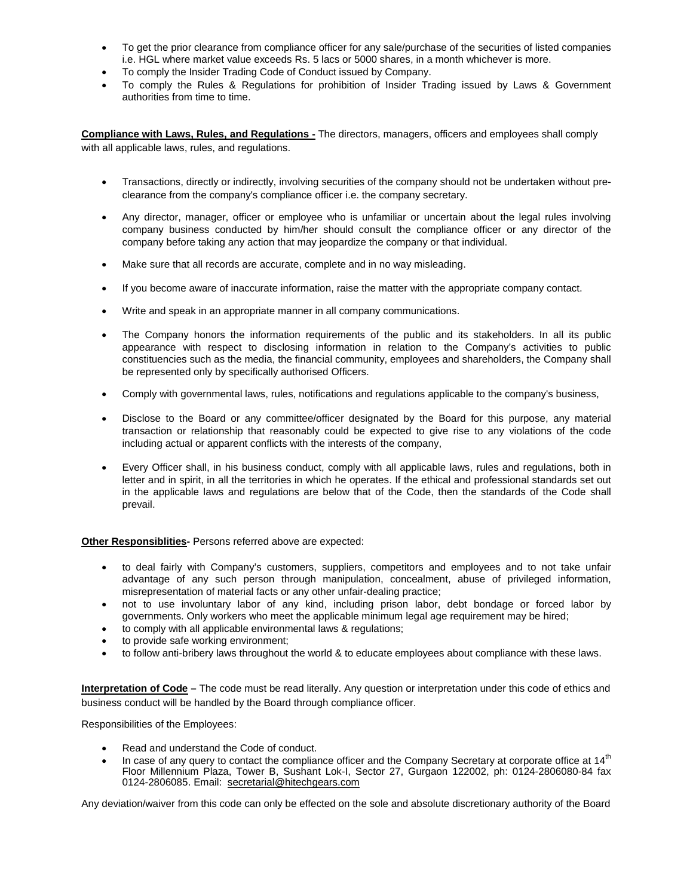- To get the prior clearance from compliance officer for any sale/purchase of the securities of listed companies i.e. HGL where market value exceeds Rs. 5 lacs or 5000 shares, in a month whichever is more.
- To comply the Insider Trading Code of Conduct issued by Company.
- To comply the Rules & Regulations for prohibition of Insider Trading issued by Laws & Government authorities from time to time.

**Compliance with Laws, Rules, and Regulations -** The directors, managers, officers and employees shall comply with all applicable laws, rules, and regulations.

- Transactions, directly or indirectly, involving securities of the company should not be undertaken without pre-clearance from the company's compliance officer i.e. the company secretary.
- Any director, manager, officer or employee who is unfamiliar or uncertain about the legal rules involving company business conducted by him/her should consult the compliance officer or any director of the company before taking any action that may jeopardize the company or that individual.
- Make sure that all records are accurate, complete and in no way misleading.
- If you become aware of inaccurate information, raise the matter with the appropriate company contact.
- Write and speak in an appropriate manner in all company communications.
- The Company honors the information requirements of the public and its stakeholders. In all its public appearance with respect to disclosing information in relation to the Company's activities to public constituencies such as the media, the financial community, employees and shareholders, the Company shall be represented only by specifically authorised Officers.
- Comply with governmental laws, rules, notifications and regulations applicable to the company's business,
- Disclose to the Board or any committee/officer designated by the Board for this purpose, any material transaction or relationship that reasonably could be expected to give rise to any violations of the code including actual or apparent conflicts with the interests of the company,
- Every Officer shall, in his business conduct, comply with all applicable laws, rules and regulations, both in letter and in spirit, in all the territories in which he operates. If the ethical and professional standards set out in the applicable laws and regulations are below that of the Code, then the standards of the Code shall prevail.

**Other Responsiblities-** Persons referred above are expected:

- to deal fairly with Company's customers, suppliers, competitors and employees and to not take unfair advantage of any such person through manipulation, concealment, abuse of privileged information, misrepresentation of material facts or any other unfair-dealing practice;
- not to use involuntary labor of any kind, including prison labor, debt bondage or forced labor by governments. Only workers who meet the applicable minimum legal age requirement may be hired;
- to comply with all applicable environmental laws & regulations;
- to provide safe working environment;
- to follow anti-bribery laws throughout the world & to educate employees about compliance with these laws.

**Interpretation of Code –** The code must be read literally. Any question or interpretation under this code of ethics and business conduct will be handled by the Board through compliance officer.

Responsibilities of the Employees:

- Read and understand the Code of conduct.
- In case of any query to contact the compliance officer and the Company Secretary at corporate office at 14th Floor Millennium Plaza, Tower B, Sushant Lok-I, Sector 27, Gurgaon 122002, ph: 0124-2806080-84 fax 0124-2806085. Email: secretarial@hitechgears.com

Any deviation/waiver from this code can only be effected on the sole and absolute discretionary authority of the Board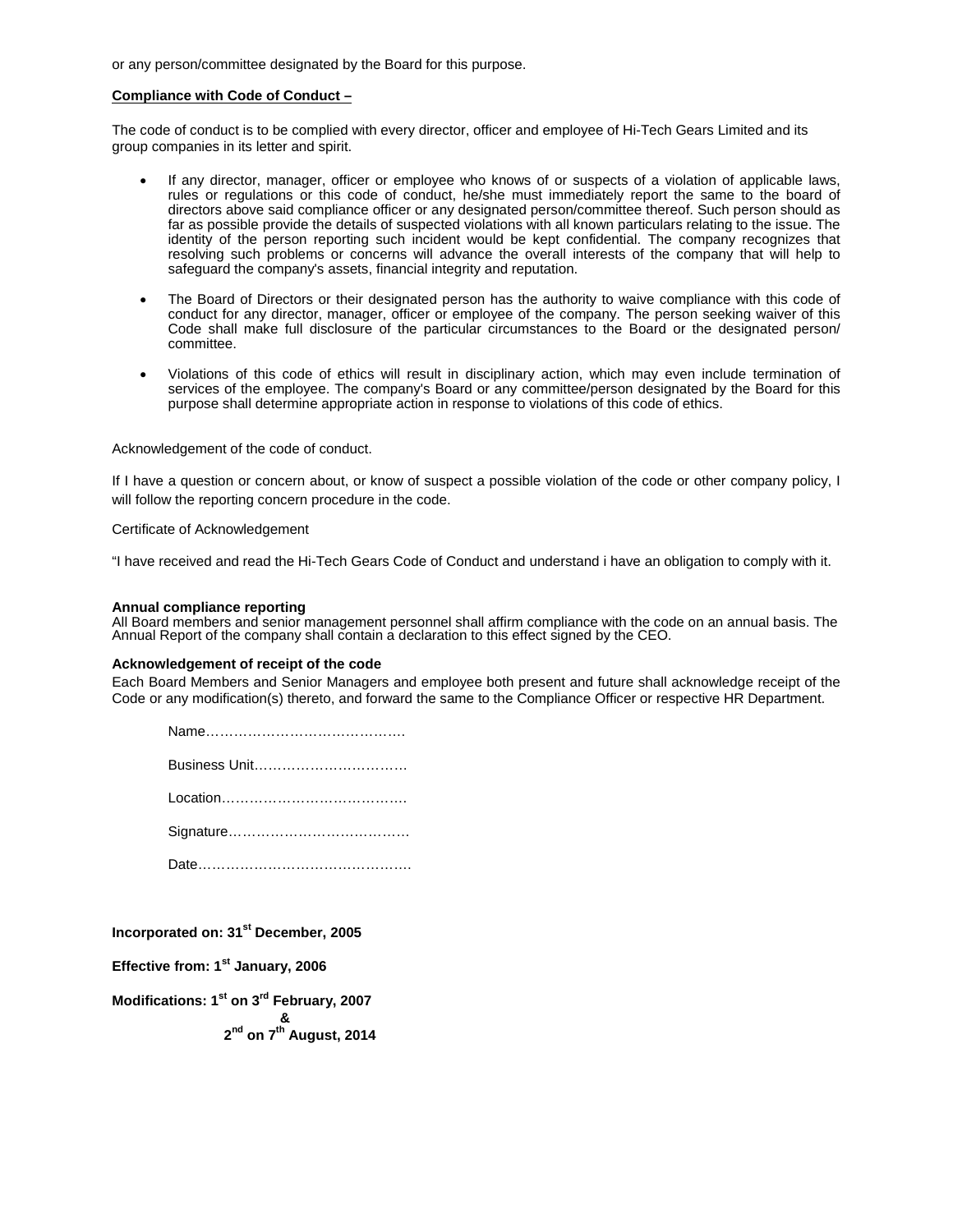or any person/committee designated by the Board for this purpose.

**Compliance with Code of Conduct –**

The code of conduct is to be complied with every director, officer and employee of Hi-Tech Gears Limited and its group companies in its letter and spirit.

- If any director, manager, officer or employee who knows of or suspects of a violation of applicable laws, rules or regulations or this code of conduct, he/she must immediately report the same to the board of directors above said compliance officer or any designated person/committee thereof. Such person should as far as possible provide the details of suspected violations with all known particulars relating to the issue. The identity of the person reporting such incident would be kept confidential. The company recognizes that resolving such problems or concerns will advance the overall interests of the company that will help to safeguard the company's assets, financial integrity and reputation.

- The Board of Directors or their designated person has the authority to waive compliance with this code of conduct for any director, manager, officer or employee of the company. The person seeking waiver of this Code shall make full disclosure of the particular circumstances to the Board or the designated person/ committee.

- Violations of this code of ethics will result in disciplinary action, which may even include termination of services of the employee. The company's Board or any committee/person designated by the Board for this purpose shall determine appropriate action in response to violations of this code of ethics.

Acknowledgement of the code of conduct.

If I have a question or concern about, or know of suspect a possible violation of the code or other company policy, I will follow the reporting concern procedure in the code.

Certificate of Acknowledgement

"I have received and read the Hi-Tech Gears Code of Conduct and understand i have an obligation to comply with it.

**Annual compliance reporting**
All Board members and senior management personnel shall affirm compliance with the code on an annual basis. The Annual Report of the company shall contain a declaration to this effect signed by the CEO.

**Acknowledgement of receipt of the code**
Each Board Members and Senior Managers and employee both present and future shall acknowledge receipt of the Code or any modification(s) thereto, and forward the same to the Compliance Officer or respective HR Department.

Name…………………………………….

Business Unit…………………………….

Location………………………………….

Signature…………………………………

Date……………………………………….

**Incorporated on: 31st December, 2005**

**Effective from: 1st January, 2006**

**Modifications: 1st on 3rd February, 2007**
**&**
**2nd on 7th August, 2014**